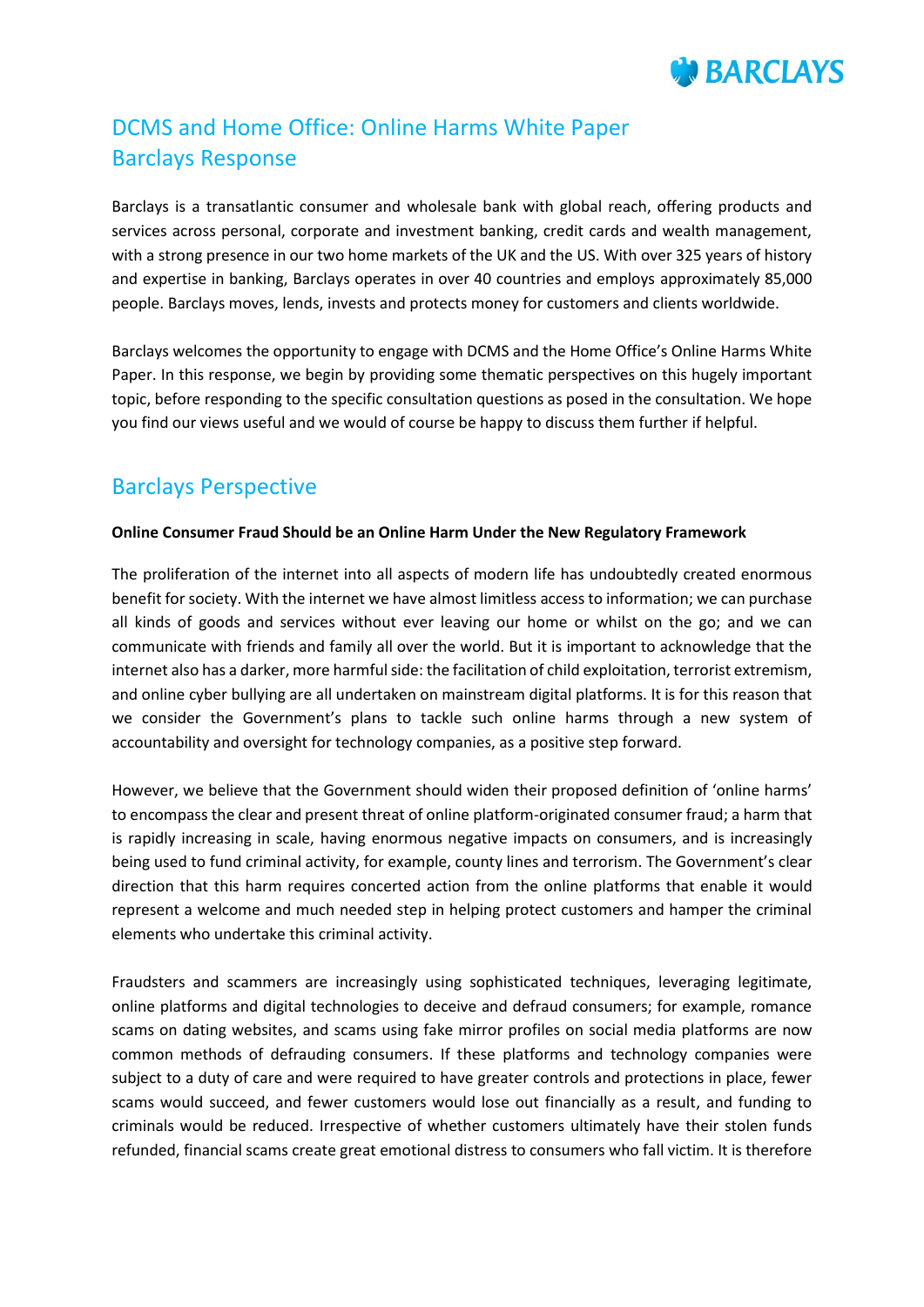# DCMS and Home Office: Online Harms White Paper
# Barclays Response

Barclays is a transatlantic consumer and wholesale bank with global reach, offering products and services across personal, corporate and investment banking, credit cards and wealth management, with a strong presence in our two home markets of the UK and the US. With over 325 years of history and expertise in banking, Barclays operates in over 40 countries and employs approximately 85,000 people. Barclays moves, lends, invests and protects money for customers and clients worldwide.

Barclays welcomes the opportunity to engage with DCMS and the Home Office's Online Harms White Paper. In this response, we begin by providing some thematic perspectives on this hugely important topic, before responding to the specific consultation questions as posed in the consultation. We hope you find our views useful and we would of course be happy to discuss them further if helpful.

## Barclays Perspective

**Online Consumer Fraud Should be an Online Harm Under the New Regulatory Framework**

The proliferation of the internet into all aspects of modern life has undoubtedly created enormous benefit for society. With the internet we have almost limitless access to information; we can purchase all kinds of goods and services without ever leaving our home or whilst on the go; and we can communicate with friends and family all over the world. But it is important to acknowledge that the internet also has a darker, more harmful side: the facilitation of child exploitation, terrorist extremism, and online cyber bullying are all undertaken on mainstream digital platforms. It is for this reason that we consider the Government's plans to tackle such online harms through a new system of accountability and oversight for technology companies, as a positive step forward.

However, we believe that the Government should widen their proposed definition of 'online harms' to encompass the clear and present threat of online platform-originated consumer fraud; a harm that is rapidly increasing in scale, having enormous negative impacts on consumers, and is increasingly being used to fund criminal activity, for example, county lines and terrorism. The Government's clear direction that this harm requires concerted action from the online platforms that enable it would represent a welcome and much needed step in helping protect customers and hamper the criminal elements who undertake this criminal activity.

Fraudsters and scammers are increasingly using sophisticated techniques, leveraging legitimate, online platforms and digital technologies to deceive and defraud consumers; for example, romance scams on dating websites, and scams using fake mirror profiles on social media platforms are now common methods of defrauding consumers. If these platforms and technology companies were subject to a duty of care and were required to have greater controls and protections in place, fewer scams would succeed, and fewer customers would lose out financially as a result, and funding to criminals would be reduced. Irrespective of whether customers ultimately have their stolen funds refunded, financial scams create great emotional distress to consumers who fall victim. It is therefore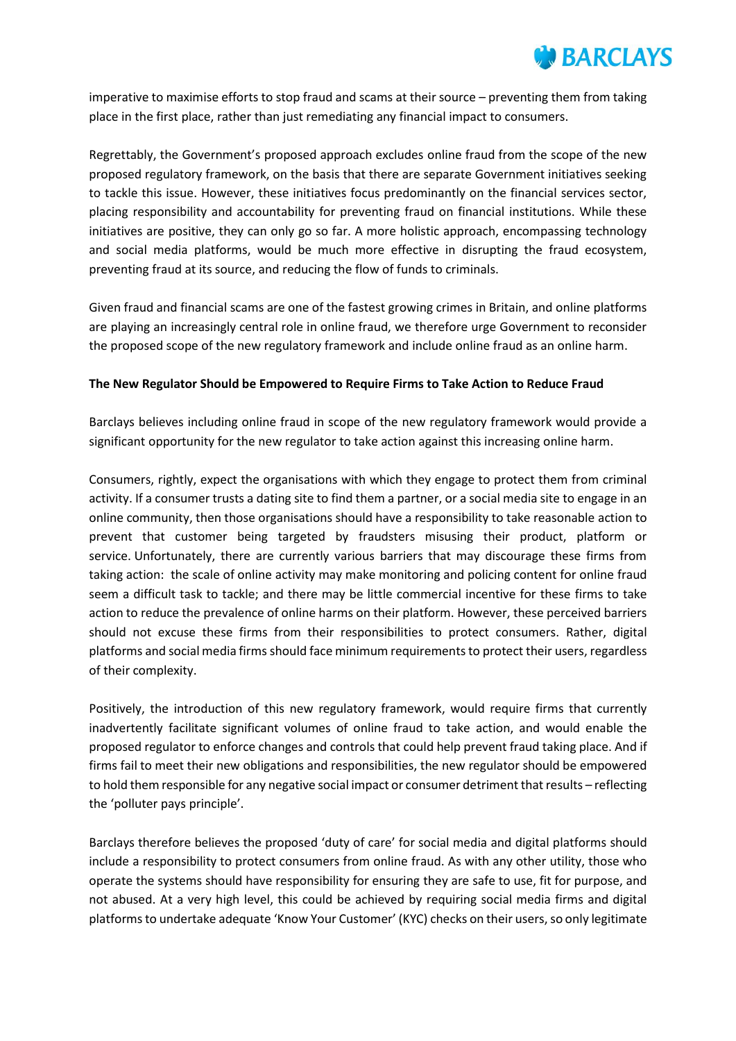imperative to maximise efforts to stop fraud and scams at their source – preventing them from taking place in the first place, rather than just remediating any financial impact to consumers.

Regrettably, the Government's proposed approach excludes online fraud from the scope of the new proposed regulatory framework, on the basis that there are separate Government initiatives seeking to tackle this issue. However, these initiatives focus predominantly on the financial services sector, placing responsibility and accountability for preventing fraud on financial institutions. While these initiatives are positive, they can only go so far. A more holistic approach, encompassing technology and social media platforms, would be much more effective in disrupting the fraud ecosystem, preventing fraud at its source, and reducing the flow of funds to criminals.

Given fraud and financial scams are one of the fastest growing crimes in Britain, and online platforms are playing an increasingly central role in online fraud, we therefore urge Government to reconsider the proposed scope of the new regulatory framework and include online fraud as an online harm.

**The New Regulator Should be Empowered to Require Firms to Take Action to Reduce Fraud**

Barclays believes including online fraud in scope of the new regulatory framework would provide a significant opportunity for the new regulator to take action against this increasing online harm.

Consumers, rightly, expect the organisations with which they engage to protect them from criminal activity. If a consumer trusts a dating site to find them a partner, or a social media site to engage in an online community, then those organisations should have a responsibility to take reasonable action to prevent that customer being targeted by fraudsters misusing their product, platform or service. Unfortunately, there are currently various barriers that may discourage these firms from taking action: the scale of online activity may make monitoring and policing content for online fraud seem a difficult task to tackle; and there may be little commercial incentive for these firms to take action to reduce the prevalence of online harms on their platform. However, these perceived barriers should not excuse these firms from their responsibilities to protect consumers. Rather, digital platforms and social media firms should face minimum requirements to protect their users, regardless of their complexity.

Positively, the introduction of this new regulatory framework, would require firms that currently inadvertently facilitate significant volumes of online fraud to take action, and would enable the proposed regulator to enforce changes and controls that could help prevent fraud taking place. And if firms fail to meet their new obligations and responsibilities, the new regulator should be empowered to hold them responsible for any negative social impact or consumer detriment that results – reflecting the 'polluter pays principle'.

Barclays therefore believes the proposed 'duty of care' for social media and digital platforms should include a responsibility to protect consumers from online fraud. As with any other utility, those who operate the systems should have responsibility for ensuring they are safe to use, fit for purpose, and not abused. At a very high level, this could be achieved by requiring social media firms and digital platforms to undertake adequate 'Know Your Customer' (KYC) checks on their users, so only legitimate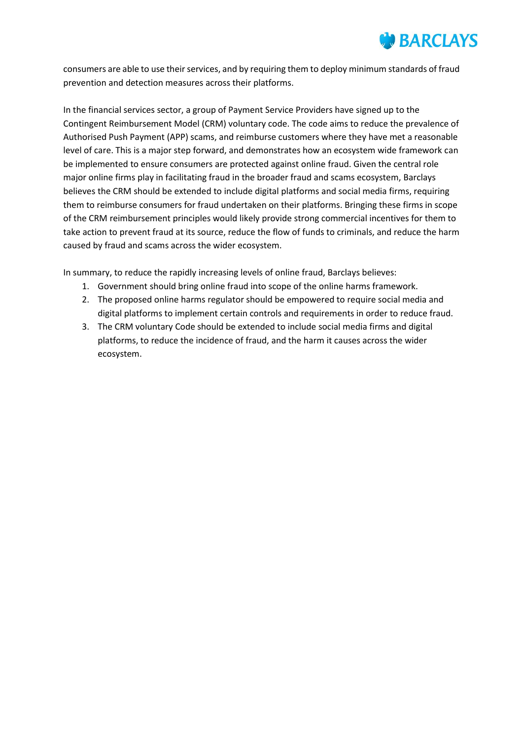consumers are able to use their services, and by requiring them to deploy minimum standards of fraud prevention and detection measures across their platforms.

In the financial services sector, a group of Payment Service Providers have signed up to the Contingent Reimbursement Model (CRM) voluntary code. The code aims to reduce the prevalence of Authorised Push Payment (APP) scams, and reimburse customers where they have met a reasonable level of care. This is a major step forward, and demonstrates how an ecosystem wide framework can be implemented to ensure consumers are protected against online fraud. Given the central role major online firms play in facilitating fraud in the broader fraud and scams ecosystem, Barclays believes the CRM should be extended to include digital platforms and social media firms, requiring them to reimburse consumers for fraud undertaken on their platforms. Bringing these firms in scope of the CRM reimbursement principles would likely provide strong commercial incentives for them to take action to prevent fraud at its source, reduce the flow of funds to criminals, and reduce the harm caused by fraud and scams across the wider ecosystem.

In summary, to reduce the rapidly increasing levels of online fraud, Barclays believes:

1. Government should bring online fraud into scope of the online harms framework.
2. The proposed online harms regulator should be empowered to require social media and digital platforms to implement certain controls and requirements in order to reduce fraud.
3. The CRM voluntary Code should be extended to include social media firms and digital platforms, to reduce the incidence of fraud, and the harm it causes across the wider ecosystem.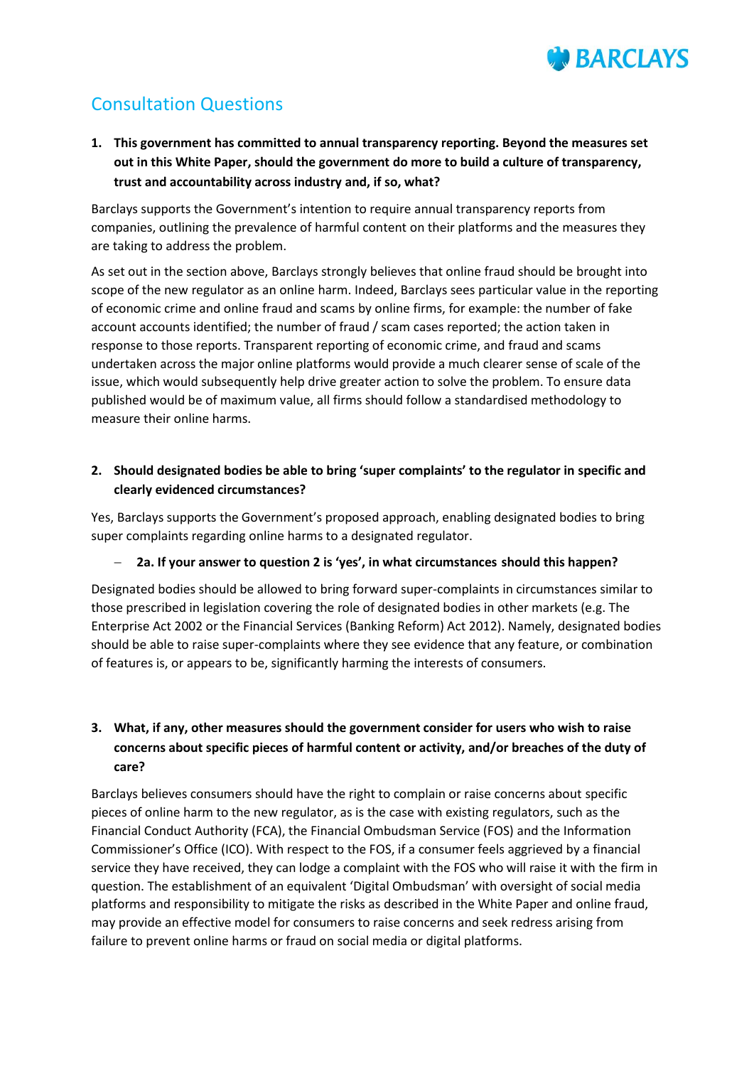## Consultation Questions

**1. This government has committed to annual transparency reporting. Beyond the measures set out in this White Paper, should the government do more to build a culture of transparency, trust and accountability across industry and, if so, what?**

Barclays supports the Government's intention to require annual transparency reports from companies, outlining the prevalence of harmful content on their platforms and the measures they are taking to address the problem.

As set out in the section above, Barclays strongly believes that online fraud should be brought into scope of the new regulator as an online harm. Indeed, Barclays sees particular value in the reporting of economic crime and online fraud and scams by online firms, for example: the number of fake account accounts identified; the number of fraud / scam cases reported; the action taken in response to those reports. Transparent reporting of economic crime, and fraud and scams undertaken across the major online platforms would provide a much clearer sense of scale of the issue, which would subsequently help drive greater action to solve the problem. To ensure data published would be of maximum value, all firms should follow a standardised methodology to measure their online harms.

**2. Should designated bodies be able to bring 'super complaints' to the regulator in specific and clearly evidenced circumstances?**

Yes, Barclays supports the Government's proposed approach, enabling designated bodies to bring super complaints regarding online harms to a designated regulator.

- **2a. If your answer to question 2 is 'yes', in what circumstances should this happen?**

Designated bodies should be allowed to bring forward super-complaints in circumstances similar to those prescribed in legislation covering the role of designated bodies in other markets (e.g. The Enterprise Act 2002 or the Financial Services (Banking Reform) Act 2012). Namely, designated bodies should be able to raise super-complaints where they see evidence that any feature, or combination of features is, or appears to be, significantly harming the interests of consumers.

**3. What, if any, other measures should the government consider for users who wish to raise concerns about specific pieces of harmful content or activity, and/or breaches of the duty of care?**

Barclays believes consumers should have the right to complain or raise concerns about specific pieces of online harm to the new regulator, as is the case with existing regulators, such as the Financial Conduct Authority (FCA), the Financial Ombudsman Service (FOS) and the Information Commissioner's Office (ICO). With respect to the FOS, if a consumer feels aggrieved by a financial service they have received, they can lodge a complaint with the FOS who will raise it with the firm in question. The establishment of an equivalent 'Digital Ombudsman' with oversight of social media platforms and responsibility to mitigate the risks as described in the White Paper and online fraud, may provide an effective model for consumers to raise concerns and seek redress arising from failure to prevent online harms or fraud on social media or digital platforms.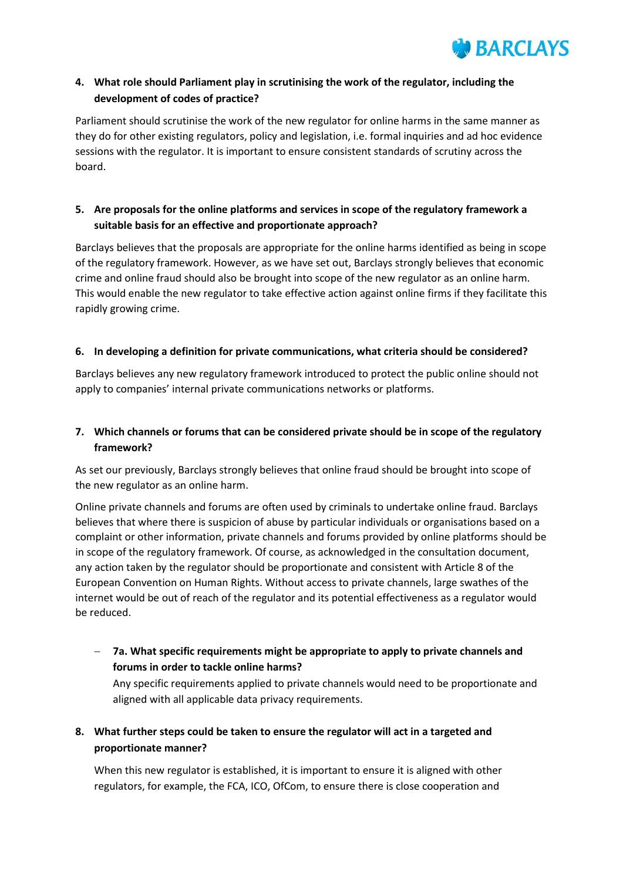4. **What role should Parliament play in scrutinising the work of the regulator, including the development of codes of practice?**

Parliament should scrutinise the work of the new regulator for online harms in the same manner as they do for other existing regulators, policy and legislation, i.e. formal inquiries and ad hoc evidence sessions with the regulator. It is important to ensure consistent standards of scrutiny across the board.

5. **Are proposals for the online platforms and services in scope of the regulatory framework a suitable basis for an effective and proportionate approach?**

Barclays believes that the proposals are appropriate for the online harms identified as being in scope of the regulatory framework. However, as we have set out, Barclays strongly believes that economic crime and online fraud should also be brought into scope of the new regulator as an online harm. This would enable the new regulator to take effective action against online firms if they facilitate this rapidly growing crime.

6. **In developing a definition for private communications, what criteria should be considered?**

Barclays believes any new regulatory framework introduced to protect the public online should not apply to companies' internal private communications networks or platforms.

7. **Which channels or forums that can be considered private should be in scope of the regulatory framework?**

As set our previously, Barclays strongly believes that online fraud should be brought into scope of the new regulator as an online harm.

Online private channels and forums are often used by criminals to undertake online fraud. Barclays believes that where there is suspicion of abuse by particular individuals or organisations based on a complaint or other information, private channels and forums provided by online platforms should be in scope of the regulatory framework. Of course, as acknowledged in the consultation document, any action taken by the regulator should be proportionate and consistent with Article 8 of the European Convention on Human Rights. Without access to private channels, large swathes of the internet would be out of reach of the regulator and its potential effectiveness as a regulator would be reduced.

- **7a. What specific requirements might be appropriate to apply to private channels and forums in order to tackle online harms?**
  Any specific requirements applied to private channels would need to be proportionate and aligned with all applicable data privacy requirements.

8. **What further steps could be taken to ensure the regulator will act in a targeted and proportionate manner?**

When this new regulator is established, it is important to ensure it is aligned with other regulators, for example, the FCA, ICO, OfCom, to ensure there is close cooperation and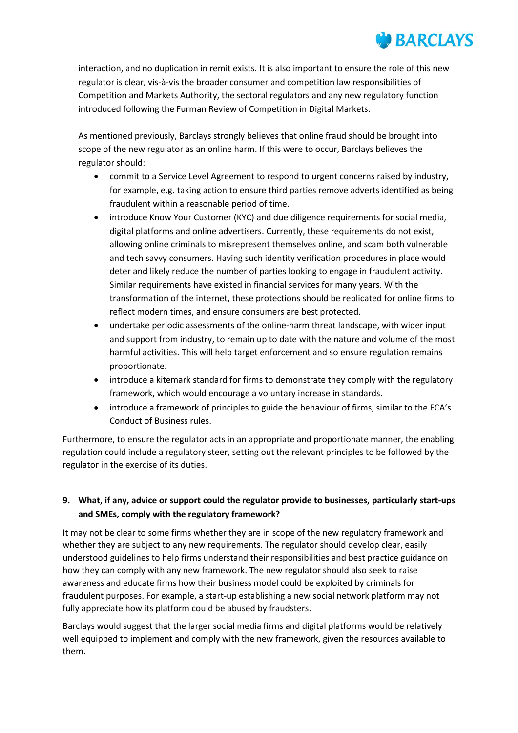interaction, and no duplication in remit exists. It is also important to ensure the role of this new regulator is clear, vis-à-vis the broader consumer and competition law responsibilities of Competition and Markets Authority, the sectoral regulators and any new regulatory function introduced following the Furman Review of Competition in Digital Markets.

As mentioned previously, Barclays strongly believes that online fraud should be brought into scope of the new regulator as an online harm. If this were to occur, Barclays believes the regulator should:

- commit to a Service Level Agreement to respond to urgent concerns raised by industry, for example, e.g. taking action to ensure third parties remove adverts identified as being fraudulent within a reasonable period of time.
- introduce Know Your Customer (KYC) and due diligence requirements for social media, digital platforms and online advertisers. Currently, these requirements do not exist, allowing online criminals to misrepresent themselves online, and scam both vulnerable and tech savvy consumers. Having such identity verification procedures in place would deter and likely reduce the number of parties looking to engage in fraudulent activity. Similar requirements have existed in financial services for many years. With the transformation of the internet, these protections should be replicated for online firms to reflect modern times, and ensure consumers are best protected.
- undertake periodic assessments of the online-harm threat landscape, with wider input and support from industry, to remain up to date with the nature and volume of the most harmful activities. This will help target enforcement and so ensure regulation remains proportionate.
- introduce a kitemark standard for firms to demonstrate they comply with the regulatory framework, which would encourage a voluntary increase in standards.
- introduce a framework of principles to guide the behaviour of firms, similar to the FCA's Conduct of Business rules.

Furthermore, to ensure the regulator acts in an appropriate and proportionate manner, the enabling regulation could include a regulatory steer, setting out the relevant principles to be followed by the regulator in the exercise of its duties.

**9. What, if any, advice or support could the regulator provide to businesses, particularly start-ups and SMEs, comply with the regulatory framework?**

It may not be clear to some firms whether they are in scope of the new regulatory framework and whether they are subject to any new requirements. The regulator should develop clear, easily understood guidelines to help firms understand their responsibilities and best practice guidance on how they can comply with any new framework. The new regulator should also seek to raise awareness and educate firms how their business model could be exploited by criminals for fraudulent purposes. For example, a start-up establishing a new social network platform may not fully appreciate how its platform could be abused by fraudsters.

Barclays would suggest that the larger social media firms and digital platforms would be relatively well equipped to implement and comply with the new framework, given the resources available to them.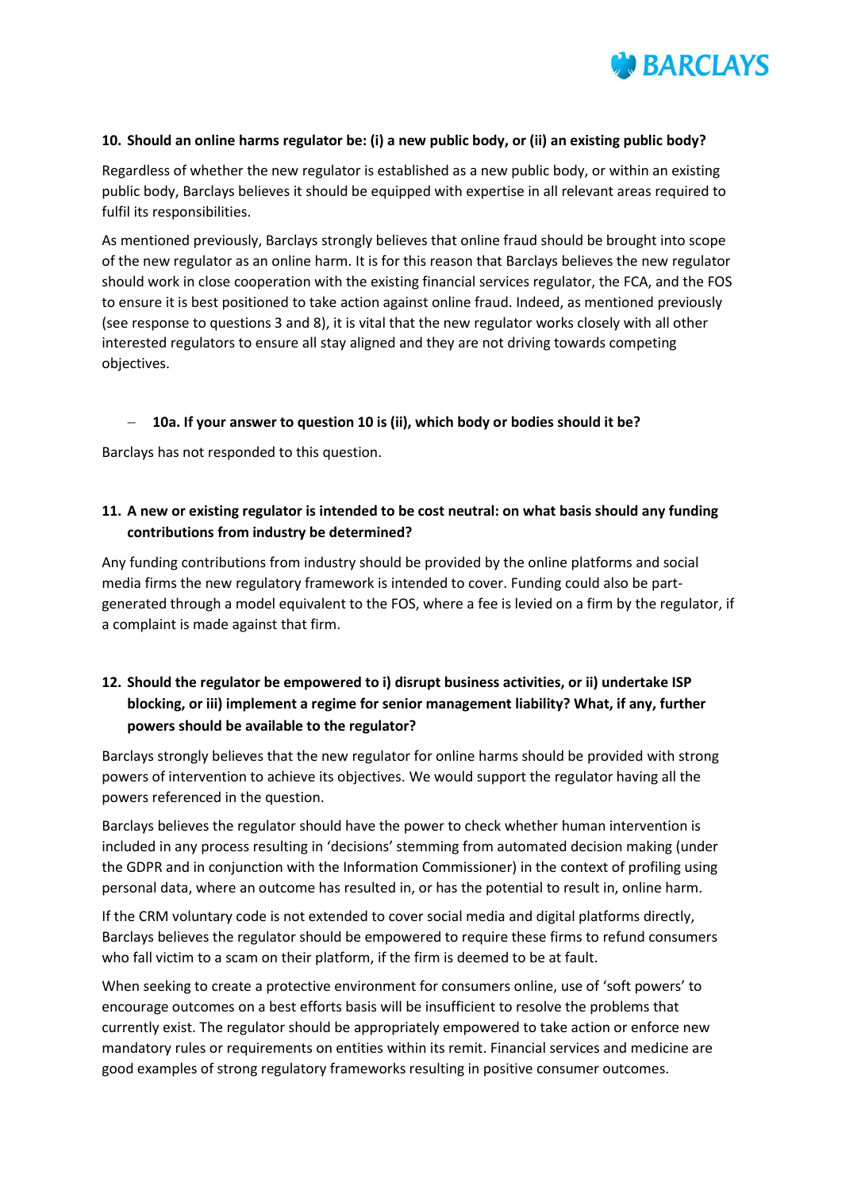**10. Should an online harms regulator be: (i) a new public body, or (ii) an existing public body?**

Regardless of whether the new regulator is established as a new public body, or within an existing public body, Barclays believes it should be equipped with expertise in all relevant areas required to fulfil its responsibilities.

As mentioned previously, Barclays strongly believes that online fraud should be brought into scope of the new regulator as an online harm. It is for this reason that Barclays believes the new regulator should work in close cooperation with the existing financial services regulator, the FCA, and the FOS to ensure it is best positioned to take action against online fraud. Indeed, as mentioned previously (see response to questions 3 and 8), it is vital that the new regulator works closely with all other interested regulators to ensure all stay aligned and they are not driving towards competing objectives.

– **10a. If your answer to question 10 is (ii), which body or bodies should it be?**

Barclays has not responded to this question.

**11. A new or existing regulator is intended to be cost neutral: on what basis should any funding contributions from industry be determined?**

Any funding contributions from industry should be provided by the online platforms and social media firms the new regulatory framework is intended to cover. Funding could also be part-generated through a model equivalent to the FOS, where a fee is levied on a firm by the regulator, if a complaint is made against that firm.

**12. Should the regulator be empowered to i) disrupt business activities, or ii) undertake ISP blocking, or iii) implement a regime for senior management liability? What, if any, further powers should be available to the regulator?**

Barclays strongly believes that the new regulator for online harms should be provided with strong powers of intervention to achieve its objectives. We would support the regulator having all the powers referenced in the question.

Barclays believes the regulator should have the power to check whether human intervention is included in any process resulting in 'decisions' stemming from automated decision making (under the GDPR and in conjunction with the Information Commissioner) in the context of profiling using personal data, where an outcome has resulted in, or has the potential to result in, online harm.

If the CRM voluntary code is not extended to cover social media and digital platforms directly, Barclays believes the regulator should be empowered to require these firms to refund consumers who fall victim to a scam on their platform, if the firm is deemed to be at fault.

When seeking to create a protective environment for consumers online, use of 'soft powers' to encourage outcomes on a best efforts basis will be insufficient to resolve the problems that currently exist. The regulator should be appropriately empowered to take action or enforce new mandatory rules or requirements on entities within its remit. Financial services and medicine are good examples of strong regulatory frameworks resulting in positive consumer outcomes.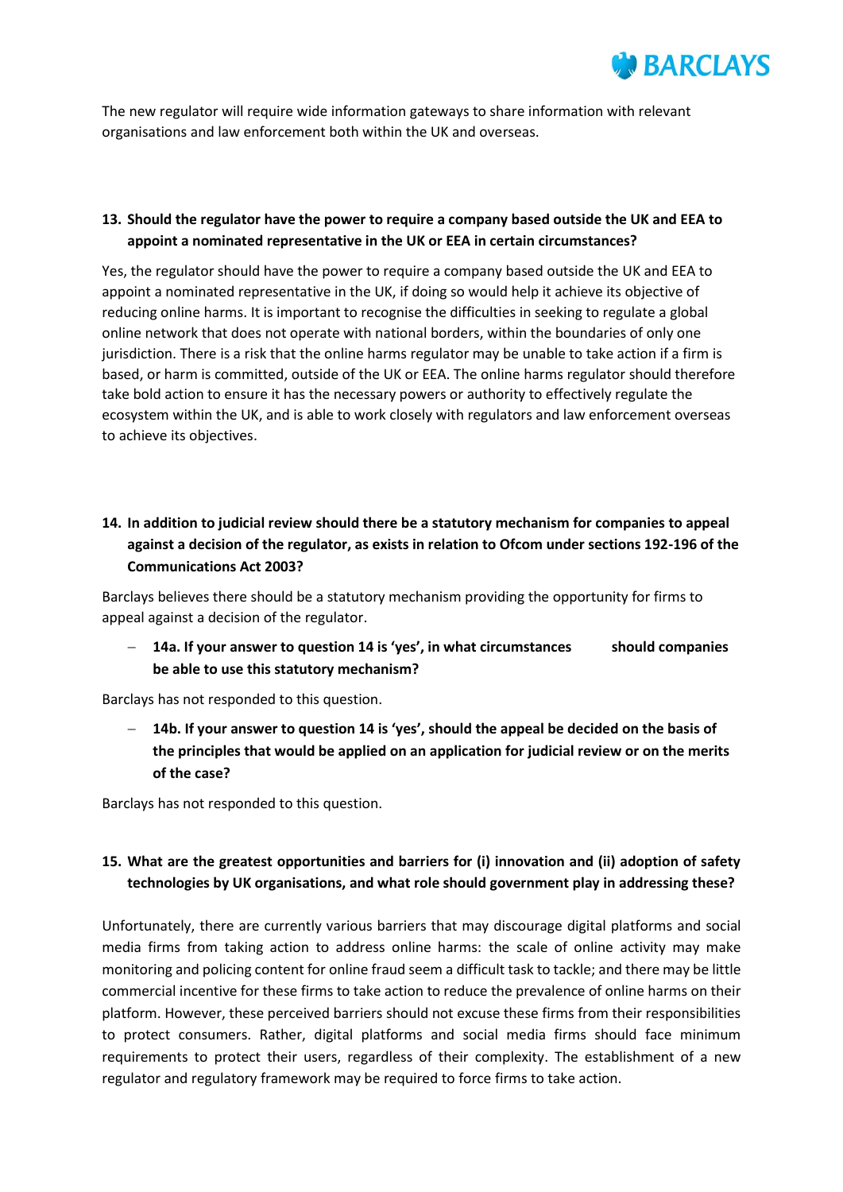The new regulator will require wide information gateways to share information with relevant organisations and law enforcement both within the UK and overseas.

**13. Should the regulator have the power to require a company based outside the UK and EEA to appoint a nominated representative in the UK or EEA in certain circumstances?**

Yes, the regulator should have the power to require a company based outside the UK and EEA to appoint a nominated representative in the UK, if doing so would help it achieve its objective of reducing online harms. It is important to recognise the difficulties in seeking to regulate a global online network that does not operate with national borders, within the boundaries of only one jurisdiction. There is a risk that the online harms regulator may be unable to take action if a firm is based, or harm is committed, outside of the UK or EEA. The online harms regulator should therefore take bold action to ensure it has the necessary powers or authority to effectively regulate the ecosystem within the UK, and is able to work closely with regulators and law enforcement overseas to achieve its objectives.

**14. In addition to judicial review should there be a statutory mechanism for companies to appeal against a decision of the regulator, as exists in relation to Ofcom under sections 192-196 of the Communications Act 2003?**

Barclays believes there should be a statutory mechanism providing the opportunity for firms to appeal against a decision of the regulator.

- **14a. If your answer to question 14 is 'yes', in what circumstances should companies be able to use this statutory mechanism?**

Barclays has not responded to this question.

- **14b. If your answer to question 14 is 'yes', should the appeal be decided on the basis of the principles that would be applied on an application for judicial review or on the merits of the case?**

Barclays has not responded to this question.

**15. What are the greatest opportunities and barriers for (i) innovation and (ii) adoption of safety technologies by UK organisations, and what role should government play in addressing these?**

Unfortunately, there are currently various barriers that may discourage digital platforms and social media firms from taking action to address online harms: the scale of online activity may make monitoring and policing content for online fraud seem a difficult task to tackle; and there may be little commercial incentive for these firms to take action to reduce the prevalence of online harms on their platform. However, these perceived barriers should not excuse these firms from their responsibilities to protect consumers. Rather, digital platforms and social media firms should face minimum requirements to protect their users, regardless of their complexity. The establishment of a new regulator and regulatory framework may be required to force firms to take action.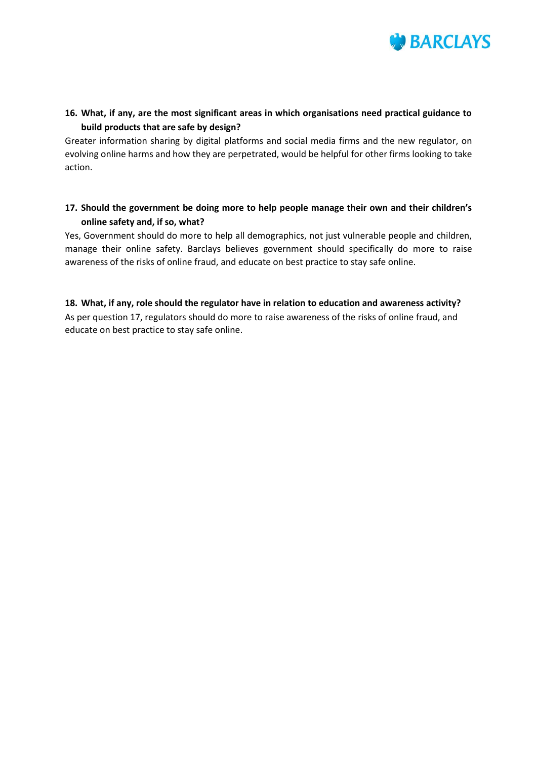**16. What, if any, are the most significant areas in which organisations need practical guidance to build products that are safe by design?**

Greater information sharing by digital platforms and social media firms and the new regulator, on evolving online harms and how they are perpetrated, would be helpful for other firms looking to take action.

**17. Should the government be doing more to help people manage their own and their children's online safety and, if so, what?**

Yes, Government should do more to help all demographics, not just vulnerable people and children, manage their online safety. Barclays believes government should specifically do more to raise awareness of the risks of online fraud, and educate on best practice to stay safe online.

**18. What, if any, role should the regulator have in relation to education and awareness activity?**

As per question 17, regulators should do more to raise awareness of the risks of online fraud, and educate on best practice to stay safe online.